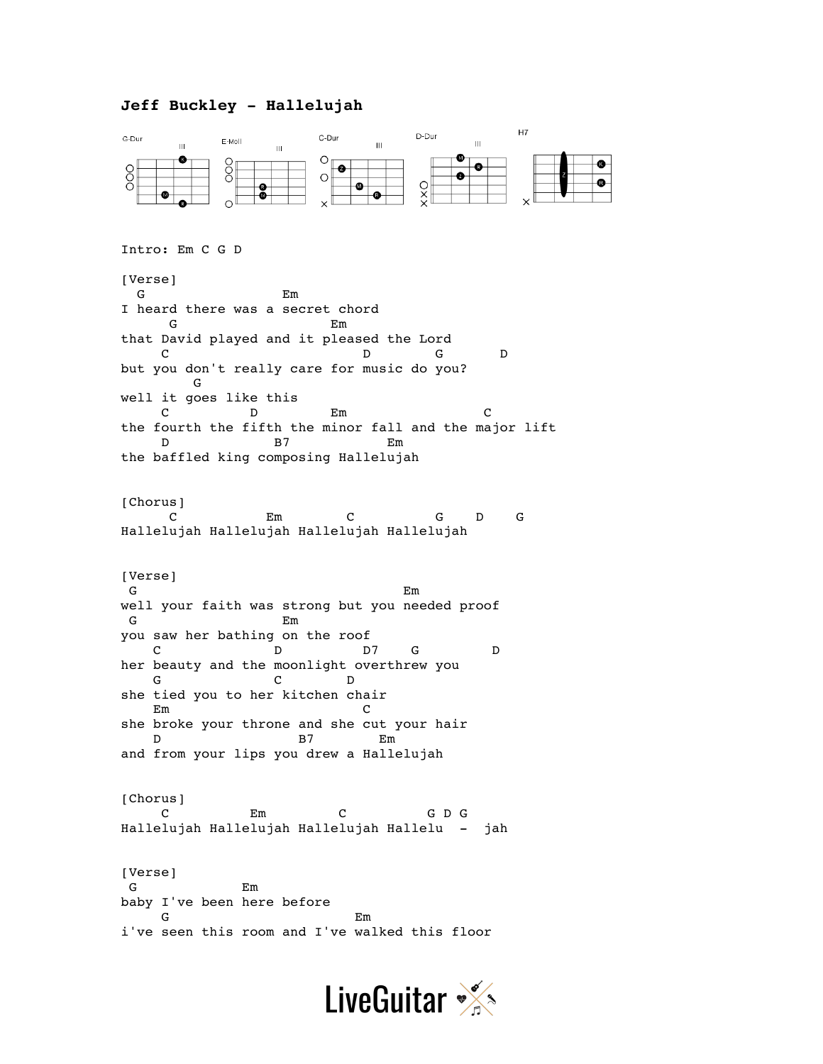**Jeff Buckley - Hallelujah**

G-Dur   E-Moll   C-Dur   D-Dur   H7

Intro: Em C G D

```
[Verse]
  G                  Em
I heard there was a secret chord
      G                     Em
that David played and it pleased the Lord
     C                        D        G       D
but you don't really care for music do you?
         G
well it goes like this
     C          D         Em                C
the fourth the fifth the minor fall and the major lift
     D              B7            Em
the baffled king composing Hallelujah


[Chorus]
      C           Em        C          G    D    G
Hallelujah Hallelujah Hallelujah Hallelujah


[Verse]
 G                                  Em
well your faith was strong but you needed proof
 G                  Em
you saw her bathing on the roof
    C              D          D7    G          D
her beauty and the moonlight overthrew you
    G               C        D
she tied you to her kitchen chair
    Em                        C
she broke your throne and she cut your hair
    D                 B7        Em
and from your lips you drew a Hallelujah


[Chorus]
     C          Em         C          G D G
Hallelujah Hallelujah Hallelujah Hallelu  -  jah


[Verse]
 G             Em
baby I've been here before
     G                       Em
i've seen this room and I've walked this floor
```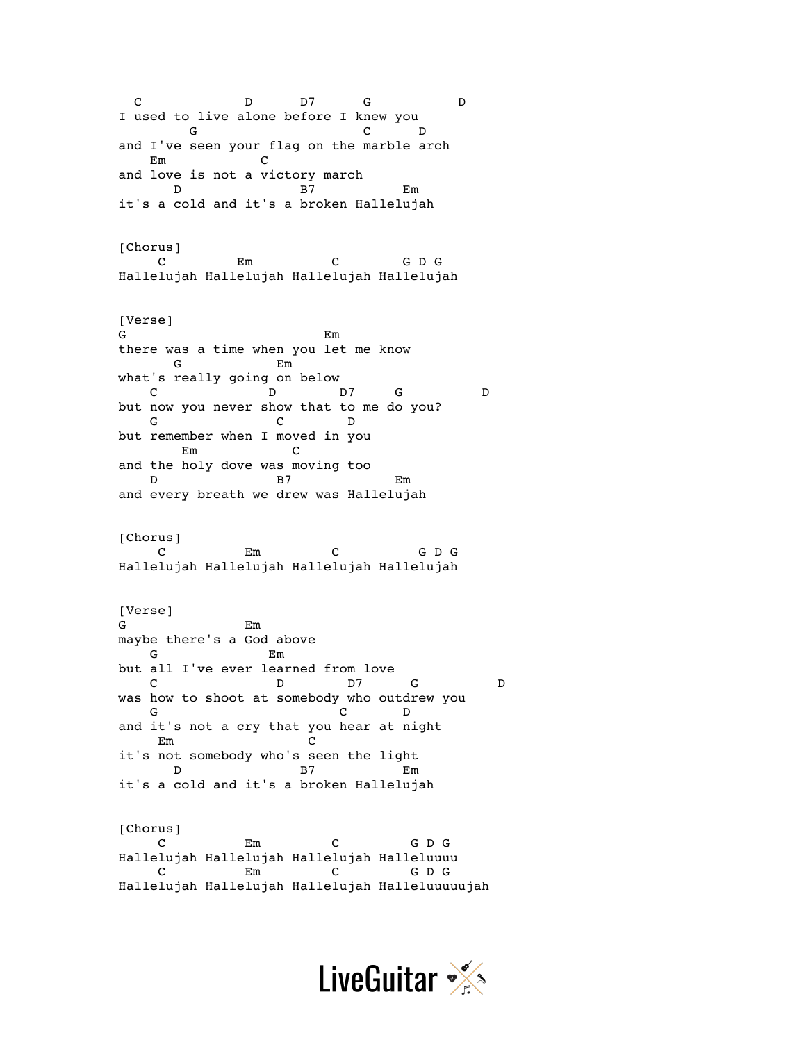```
  C             D      D7      G           D
I used to live alone before I knew you
         G                     C      D
and I've seen your flag on the marble arch
    Em            C
and love is not a victory march
      D               B7           Em
it's a cold and it's a broken Hallelujah


[Chorus]
     C         Em          C        G D G
Hallelujah Hallelujah Hallelujah Hallelujah


[Verse]
G                         Em
there was a time when you let me know
      G            Em
what's really going on below
    C              D        D7     G           D
but now you never show that to me do you?
    G               C        D
but remember when I moved in you
        Em            C
and the holy dove was moving too
    D              B7             Em
and every breath we drew was Hallelujah


[Chorus]
     C          Em         C          G D G
Hallelujah Hallelujah Hallelujah Hallelujah


[Verse]
G               Em
maybe there's a God above
    G              Em
but all I've ever learned from love
    C              D        D7      G           D
was how to shoot at somebody who outdrew you
    G                      C       D
and it's not a cry that you hear at night
     Em                 C
it's not somebody who's seen the light
      D               B7           Em
it's a cold and it's a broken Hallelujah


[Chorus]
     C          Em         C         G D G
Hallelujah Hallelujah Hallelujah Halleluuuu
     C          Em         C         G D G
Hallelujah Hallelujah Hallelujah Halleluuuuujah
```